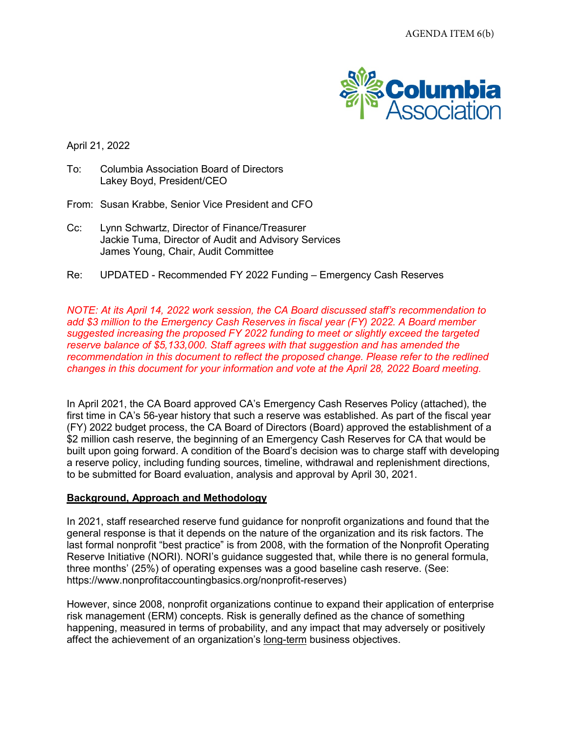AGENDA ITEM 6(b)

April 21, 2022

To: Columbia Association Board of Directors
Lakey Boyd, President/CEO

From: Susan Krabbe, Senior Vice President and CFO

Cc: Lynn Schwartz, Director of Finance/Treasurer
Jackie Tuma, Director of Audit and Advisory Services
James Young, Chair, Audit Committee

Re: UPDATED - Recommended FY 2022 Funding – Emergency Cash Reserves

*NOTE: At its April 14, 2022 work session, the CA Board discussed staff's recommendation to add $3 million to the Emergency Cash Reserves in fiscal year (FY) 2022. A Board member suggested increasing the proposed FY 2022 funding to meet or slightly exceed the targeted reserve balance of $5,133,000. Staff agrees with that suggestion and has amended the recommendation in this document to reflect the proposed change. Please refer to the redlined changes in this document for your information and vote at the April 28, 2022 Board meeting.*

In April 2021, the CA Board approved CA's Emergency Cash Reserves Policy (attached), the first time in CA's 56-year history that such a reserve was established. As part of the fiscal year (FY) 2022 budget process, the CA Board of Directors (Board) approved the establishment of a $2 million cash reserve, the beginning of an Emergency Cash Reserves for CA that would be built upon going forward. A condition of the Board's decision was to charge staff with developing a reserve policy, including funding sources, timeline, withdrawal and replenishment directions, to be submitted for Board evaluation, analysis and approval by April 30, 2021.

## Background, Approach and Methodology

In 2021, staff researched reserve fund guidance for nonprofit organizations and found that the general response is that it depends on the nature of the organization and its risk factors. The last formal nonprofit "best practice" is from 2008, with the formation of the Nonprofit Operating Reserve Initiative (NORI). NORI's guidance suggested that, while there is no general formula, three months' (25%) of operating expenses was a good baseline cash reserve. (See: https://www.nonprofitaccountingbasics.org/nonprofit-reserves)

However, since 2008, nonprofit organizations continue to expand their application of enterprise risk management (ERM) concepts. Risk is generally defined as the chance of something happening, measured in terms of probability, and any impact that may adversely or positively affect the achievement of an organization's long-term business objectives.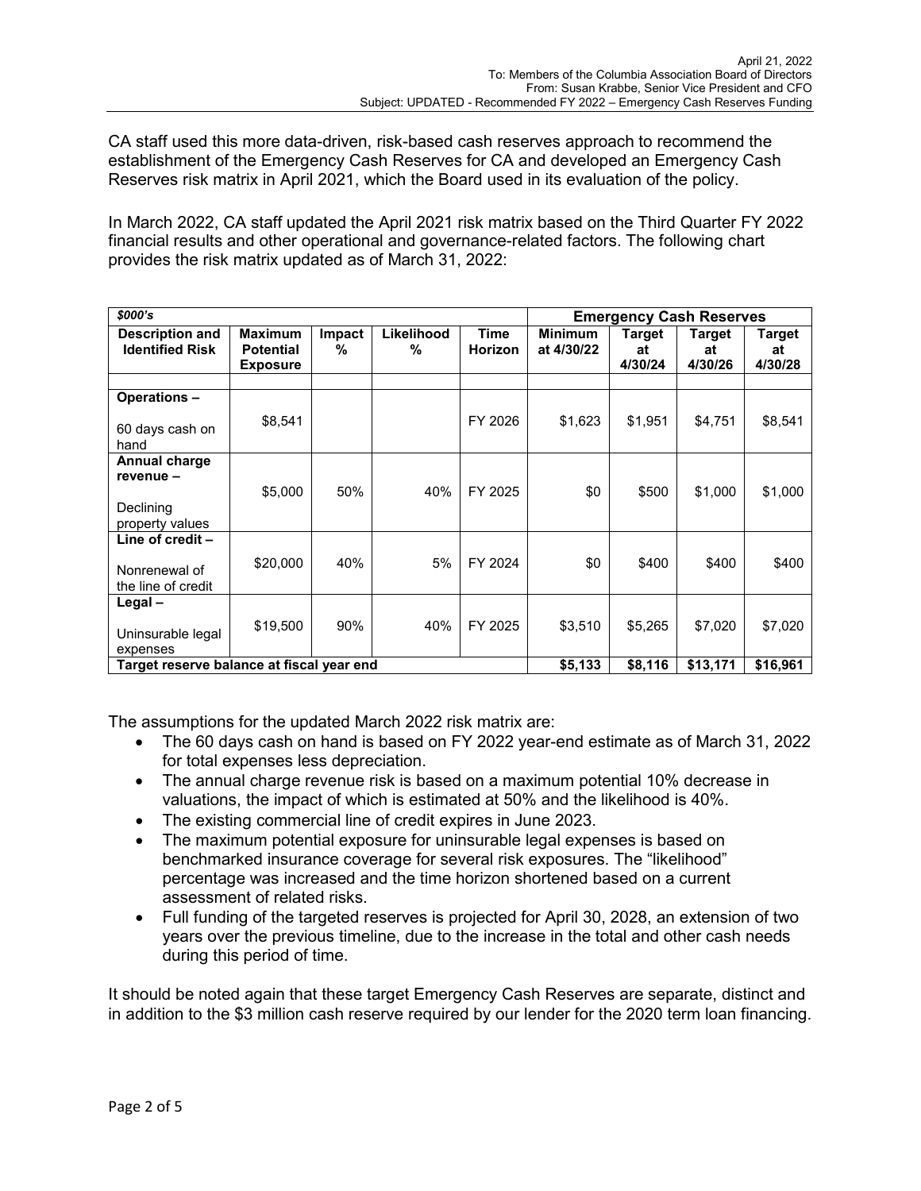CA staff used this more data-driven, risk-based cash reserves approach to recommend the establishment of the Emergency Cash Reserves for CA and developed an Emergency Cash Reserves risk matrix in April 2021, which the Board used in its evaluation of the policy.

In March 2022, CA staff updated the April 2021 risk matrix based on the Third Quarter FY 2022 financial results and other operational and governance-related factors. The following chart provides the risk matrix updated as of March 31, 2022:

| *$000's* | | | | | Emergency Cash Reserves | | | |
|---|---|---|---|---|---|---|---|---|
| **Description and Identified Risk** | **Maximum Potential Exposure** | **Impact %** | **Likelihood %** | **Time Horizon** | **Minimum at 4/30/22** | **Target at 4/30/24** | **Target at 4/30/26** | **Target at 4/30/28** |
| | | | | | | | | |
| **Operations –** 60 days cash on hand | $8,541 | | | FY 2026 | $1,623 | $1,951 | $4,751 | $8,541 |
| **Annual charge revenue –** Declining property values | $5,000 | 50% | 40% | FY 2025 | $0 | $500 | $1,000 | $1,000 |
| **Line of credit –** Nonrenewal of the line of credit | $20,000 | 40% | 5% | FY 2024 | $0 | $400 | $400 | $400 |
| **Legal –** Uninsurable legal expenses | $19,500 | 90% | 40% | FY 2025 | $3,510 | $5,265 | $7,020 | $7,020 |
| **Target reserve balance at fiscal year end** | | | | | **$5,133** | **$8,116** | **$13,171** | **$16,961** |

The assumptions for the updated March 2022 risk matrix are:

- The 60 days cash on hand is based on FY 2022 year-end estimate as of March 31, 2022 for total expenses less depreciation.
- The annual charge revenue risk is based on a maximum potential 10% decrease in valuations, the impact of which is estimated at 50% and the likelihood is 40%.
- The existing commercial line of credit expires in June 2023.
- The maximum potential exposure for uninsurable legal expenses is based on benchmarked insurance coverage for several risk exposures. The "likelihood" percentage was increased and the time horizon shortened based on a current assessment of related risks.
- Full funding of the targeted reserves is projected for April 30, 2028, an extension of two years over the previous timeline, due to the increase in the total and other cash needs during this period of time.

It should be noted again that these target Emergency Cash Reserves are separate, distinct and in addition to the $3 million cash reserve required by our lender for the 2020 term loan financing.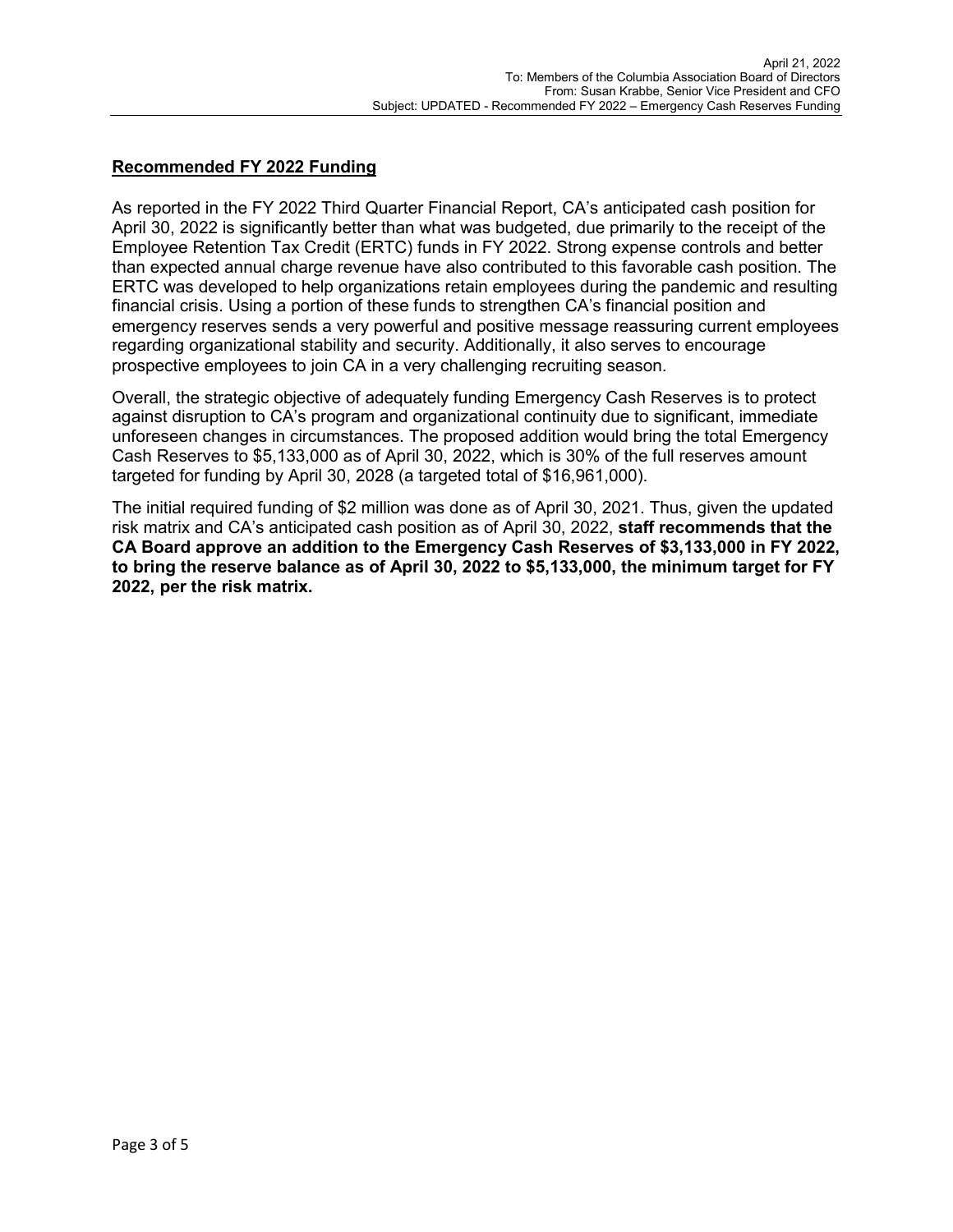## Recommended FY 2022 Funding

As reported in the FY 2022 Third Quarter Financial Report, CA's anticipated cash position for April 30, 2022 is significantly better than what was budgeted, due primarily to the receipt of the Employee Retention Tax Credit (ERTC) funds in FY 2022. Strong expense controls and better than expected annual charge revenue have also contributed to this favorable cash position. The ERTC was developed to help organizations retain employees during the pandemic and resulting financial crisis. Using a portion of these funds to strengthen CA's financial position and emergency reserves sends a very powerful and positive message reassuring current employees regarding organizational stability and security. Additionally, it also serves to encourage prospective employees to join CA in a very challenging recruiting season.

Overall, the strategic objective of adequately funding Emergency Cash Reserves is to protect against disruption to CA's program and organizational continuity due to significant, immediate unforeseen changes in circumstances. The proposed addition would bring the total Emergency Cash Reserves to $5,133,000 as of April 30, 2022, which is 30% of the full reserves amount targeted for funding by April 30, 2028 (a targeted total of $16,961,000).

The initial required funding of $2 million was done as of April 30, 2021. Thus, given the updated risk matrix and CA's anticipated cash position as of April 30, 2022, **staff recommends that the CA Board approve an addition to the Emergency Cash Reserves of $3,133,000 in FY 2022, to bring the reserve balance as of April 30, 2022 to $5,133,000, the minimum target for FY 2022, per the risk matrix.**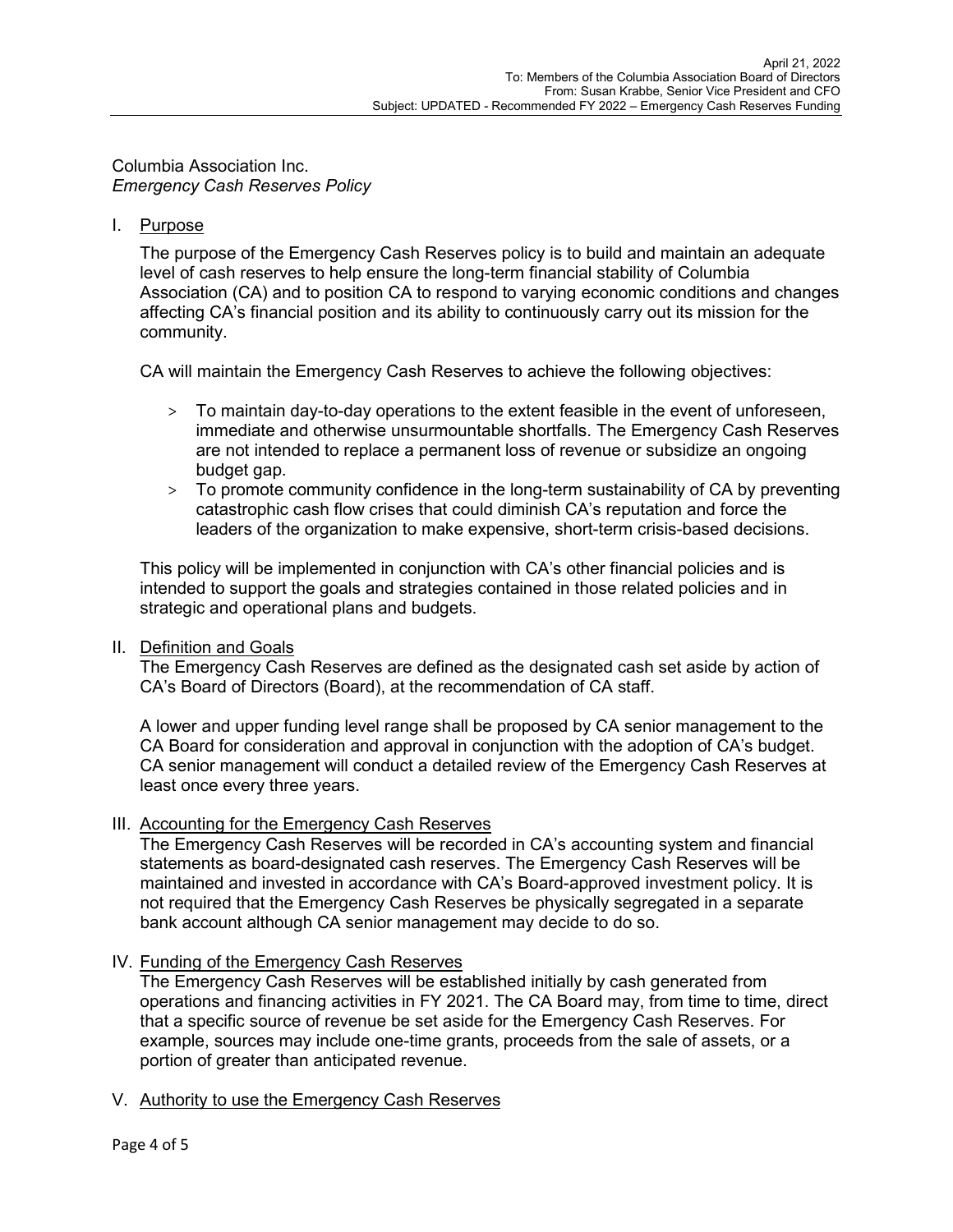Columbia Association Inc.
*Emergency Cash Reserves Policy*

I. Purpose

The purpose of the Emergency Cash Reserves policy is to build and maintain an adequate level of cash reserves to help ensure the long-term financial stability of Columbia Association (CA) and to position CA to respond to varying economic conditions and changes affecting CA's financial position and its ability to continuously carry out its mission for the community.

CA will maintain the Emergency Cash Reserves to achieve the following objectives:

> To maintain day-to-day operations to the extent feasible in the event of unforeseen, immediate and otherwise unsurmountable shortfalls. The Emergency Cash Reserves are not intended to replace a permanent loss of revenue or subsidize an ongoing budget gap.

> To promote community confidence in the long-term sustainability of CA by preventing catastrophic cash flow crises that could diminish CA's reputation and force the leaders of the organization to make expensive, short-term crisis-based decisions.

This policy will be implemented in conjunction with CA's other financial policies and is intended to support the goals and strategies contained in those related policies and in strategic and operational plans and budgets.

II. Definition and Goals

The Emergency Cash Reserves are defined as the designated cash set aside by action of CA's Board of Directors (Board), at the recommendation of CA staff.

A lower and upper funding level range shall be proposed by CA senior management to the CA Board for consideration and approval in conjunction with the adoption of CA's budget. CA senior management will conduct a detailed review of the Emergency Cash Reserves at least once every three years.

III. Accounting for the Emergency Cash Reserves

The Emergency Cash Reserves will be recorded in CA's accounting system and financial statements as board-designated cash reserves. The Emergency Cash Reserves will be maintained and invested in accordance with CA's Board-approved investment policy. It is not required that the Emergency Cash Reserves be physically segregated in a separate bank account although CA senior management may decide to do so.

IV. Funding of the Emergency Cash Reserves

The Emergency Cash Reserves will be established initially by cash generated from operations and financing activities in FY 2021. The CA Board may, from time to time, direct that a specific source of revenue be set aside for the Emergency Cash Reserves. For example, sources may include one-time grants, proceeds from the sale of assets, or a portion of greater than anticipated revenue.

V. Authority to use the Emergency Cash Reserves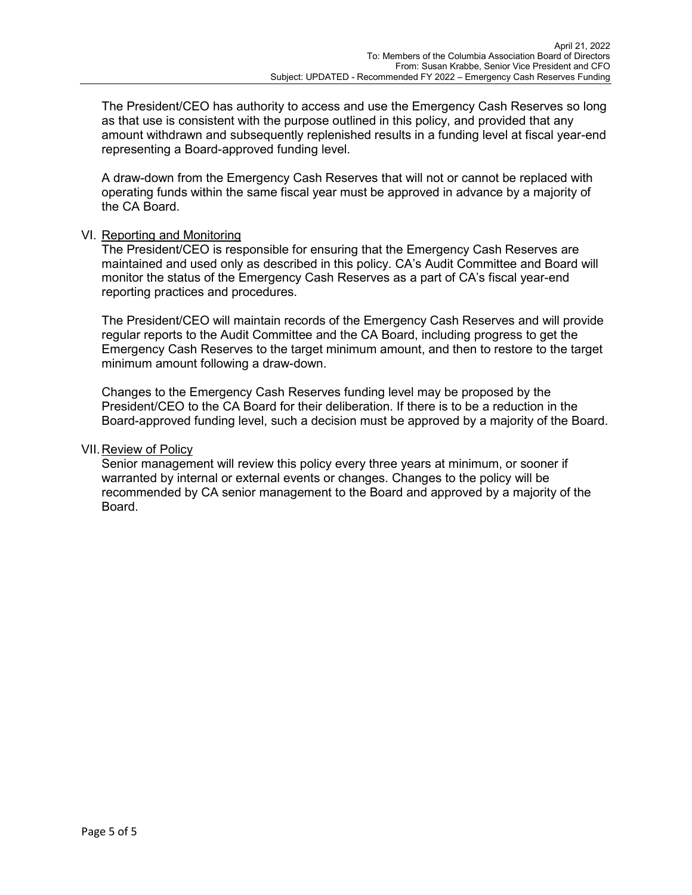The President/CEO has authority to access and use the Emergency Cash Reserves so long as that use is consistent with the purpose outlined in this policy, and provided that any amount withdrawn and subsequently replenished results in a funding level at fiscal year-end representing a Board-approved funding level.

A draw-down from the Emergency Cash Reserves that will not or cannot be replaced with operating funds within the same fiscal year must be approved in advance by a majority of the CA Board.

VI. Reporting and Monitoring

The President/CEO is responsible for ensuring that the Emergency Cash Reserves are maintained and used only as described in this policy. CA's Audit Committee and Board will monitor the status of the Emergency Cash Reserves as a part of CA's fiscal year-end reporting practices and procedures.

The President/CEO will maintain records of the Emergency Cash Reserves and will provide regular reports to the Audit Committee and the CA Board, including progress to get the Emergency Cash Reserves to the target minimum amount, and then to restore to the target minimum amount following a draw-down.

Changes to the Emergency Cash Reserves funding level may be proposed by the President/CEO to the CA Board for their deliberation. If there is to be a reduction in the Board-approved funding level, such a decision must be approved by a majority of the Board.

VII. Review of Policy

Senior management will review this policy every three years at minimum, or sooner if warranted by internal or external events or changes. Changes to the policy will be recommended by CA senior management to the Board and approved by a majority of the Board.